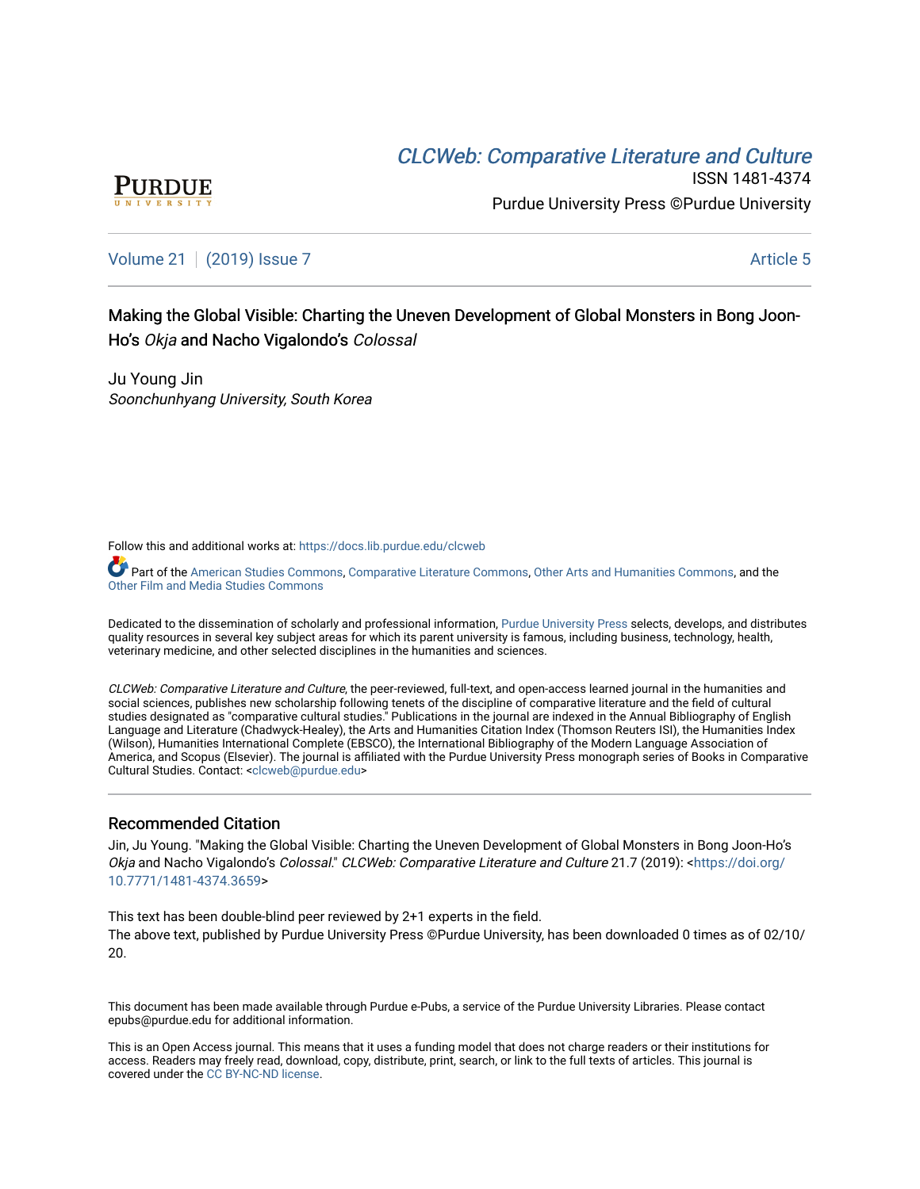CLCWeb: Comparative Literature and Culture

ISSN 1481-4374

Purdue University Press ©Purdue University

Volume 21 | (2019) Issue 7 — Article 5

# Making the Global Visible: Charting the Uneven Development of Global Monsters in Bong Joon-Ho's *Okja* and Nacho Vigalondo's *Colossal*

Ju Young Jin
*Soonchunhyang University, South Korea*

Follow this and additional works at: https://docs.lib.purdue.edu/clcweb

Part of the American Studies Commons, Comparative Literature Commons, Other Arts and Humanities Commons, and the Other Film and Media Studies Commons

Dedicated to the dissemination of scholarly and professional information, Purdue University Press selects, develops, and distributes quality resources in several key subject areas for which its parent university is famous, including business, technology, health, veterinary medicine, and other selected disciplines in the humanities and sciences.

*CLCWeb: Comparative Literature and Culture*, the peer-reviewed, full-text, and open-access learned journal in the humanities and social sciences, publishes new scholarship following tenets of the discipline of comparative literature and the field of cultural studies designated as "comparative cultural studies." Publications in the journal are indexed in the Annual Bibliography of English Language and Literature (Chadwyck-Healey), the Arts and Humanities Citation Index (Thomson Reuters ISI), the Humanities Index (Wilson), Humanities International Complete (EBSCO), the International Bibliography of the Modern Language Association of America, and Scopus (Elsevier). The journal is affiliated with the Purdue University Press monograph series of Books in Comparative Cultural Studies. Contact: <clcweb@purdue.edu>

## Recommended Citation

Jin, Ju Young. "Making the Global Visible: Charting the Uneven Development of Global Monsters in Bong Joon-Ho's *Okja* and Nacho Vigalondo's *Colossal*." *CLCWeb: Comparative Literature and Culture* 21.7 (2019): <https://doi.org/10.7771/1481-4374.3659>

This text has been double-blind peer reviewed by 2+1 experts in the field.
The above text, published by Purdue University Press ©Purdue University, has been downloaded 0 times as of 02/10/20.

This document has been made available through Purdue e-Pubs, a service of the Purdue University Libraries. Please contact epubs@purdue.edu for additional information.

This is an Open Access journal. This means that it uses a funding model that does not charge readers or their institutions for access. Readers may freely read, download, copy, distribute, print, search, or link to the full texts of articles. This journal is covered under the CC BY-NC-ND license.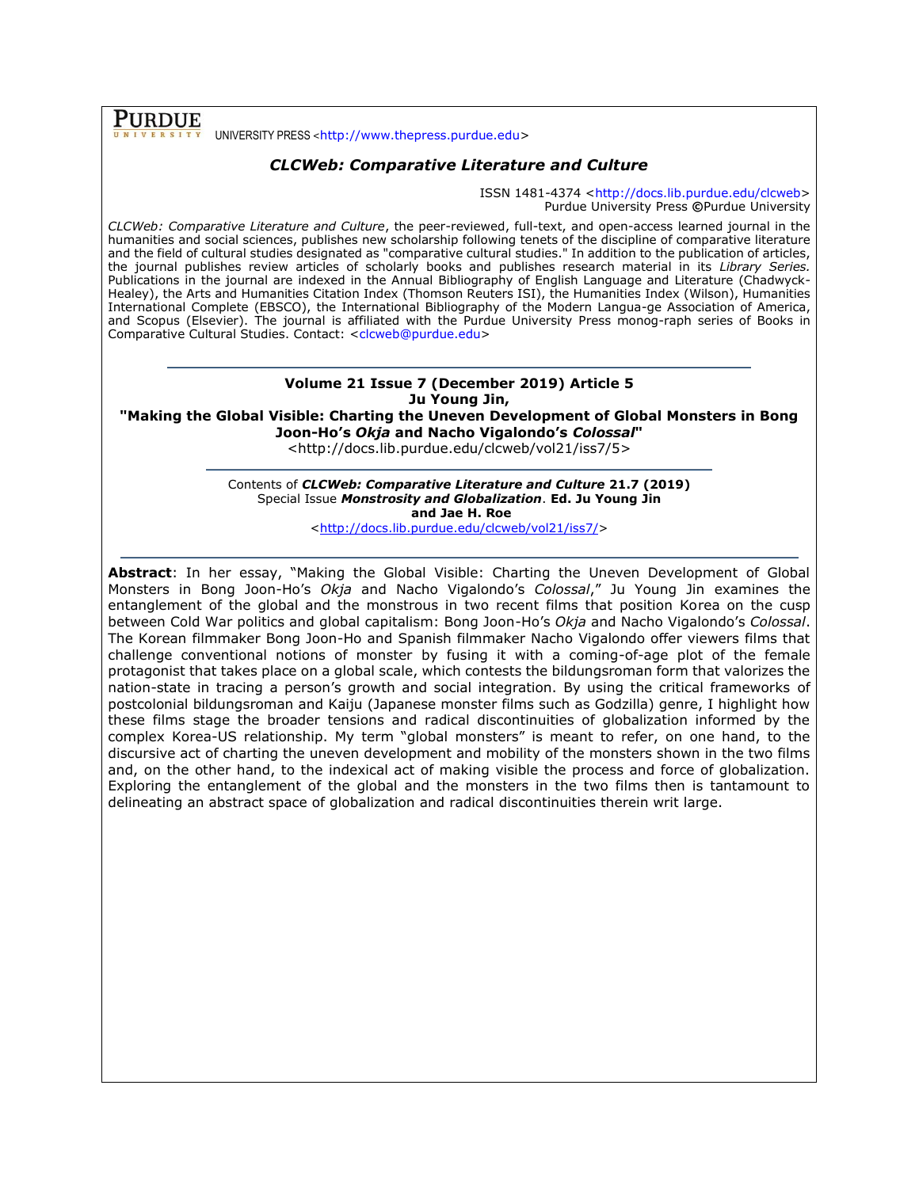**PURDUE** UNIVERSITY PRESS <http://www.thepress.purdue.edu>

***CLCWeb: Comparative Literature and Culture***

ISSN 1481-4374 <http://docs.lib.purdue.edu/clcweb>
Purdue University Press ©Purdue University

*CLCWeb: Comparative Literature and Culture*, the peer-reviewed, full-text, and open-access learned journal in the humanities and social sciences, publishes new scholarship following tenets of the discipline of comparative literature and the field of cultural studies designated as "comparative cultural studies." In addition to the publication of articles, the journal publishes review articles of scholarly books and publishes research material in its *Library Series.* Publications in the journal are indexed in the Annual Bibliography of English Language and Literature (Chadwyck-Healey), the Arts and Humanities Citation Index (Thomson Reuters ISI), the Humanities Index (Wilson), Humanities International Complete (EBSCO), the International Bibliography of the Modern Langua-ge Association of America, and Scopus (Elsevier). The journal is affiliated with the Purdue University Press monog-raph series of Books in Comparative Cultural Studies. Contact: <clcweb@purdue.edu>

---

**Volume 21 Issue 7 (December 2019) Article 5**
**Ju Young Jin,**
**"Making the Global Visible: Charting the Uneven Development of Global Monsters in Bong Joon-Ho's *Okja* and Nacho Vigalondo's *Colossal*"**
<http://docs.lib.purdue.edu/clcweb/vol21/iss7/5>

---

Contents of ***CLCWeb: Comparative Literature and Culture* 21.7 (2019)**
Special Issue ***Monstrosity and Globalization*. Ed. Ju Young Jin and Jae H. Roe**
<http://docs.lib.purdue.edu/clcweb/vol21/iss7/>

---

**Abstract**: In her essay, "Making the Global Visible: Charting the Uneven Development of Global Monsters in Bong Joon-Ho's *Okja* and Nacho Vigalondo's *Colossal*," Ju Young Jin examines the entanglement of the global and the monstrous in two recent films that position Korea on the cusp between Cold War politics and global capitalism: Bong Joon-Ho's *Okja* and Nacho Vigalondo's *Colossal*. The Korean filmmaker Bong Joon-Ho and Spanish filmmaker Nacho Vigalondo offer viewers films that challenge conventional notions of monster by fusing it with a coming-of-age plot of the female protagonist that takes place on a global scale, which contests the bildungsroman form that valorizes the nation-state in tracing a person's growth and social integration. By using the critical frameworks of postcolonial bildungsroman and Kaiju (Japanese monster films such as Godzilla) genre, I highlight how these films stage the broader tensions and radical discontinuities of globalization informed by the complex Korea-US relationship. My term "global monsters" is meant to refer, on one hand, to the discursive act of charting the uneven development and mobility of the monsters shown in the two films and, on the other hand, to the indexical act of making visible the process and force of globalization. Exploring the entanglement of the global and the monsters in the two films then is tantamount to delineating an abstract space of globalization and radical discontinuities therein writ large.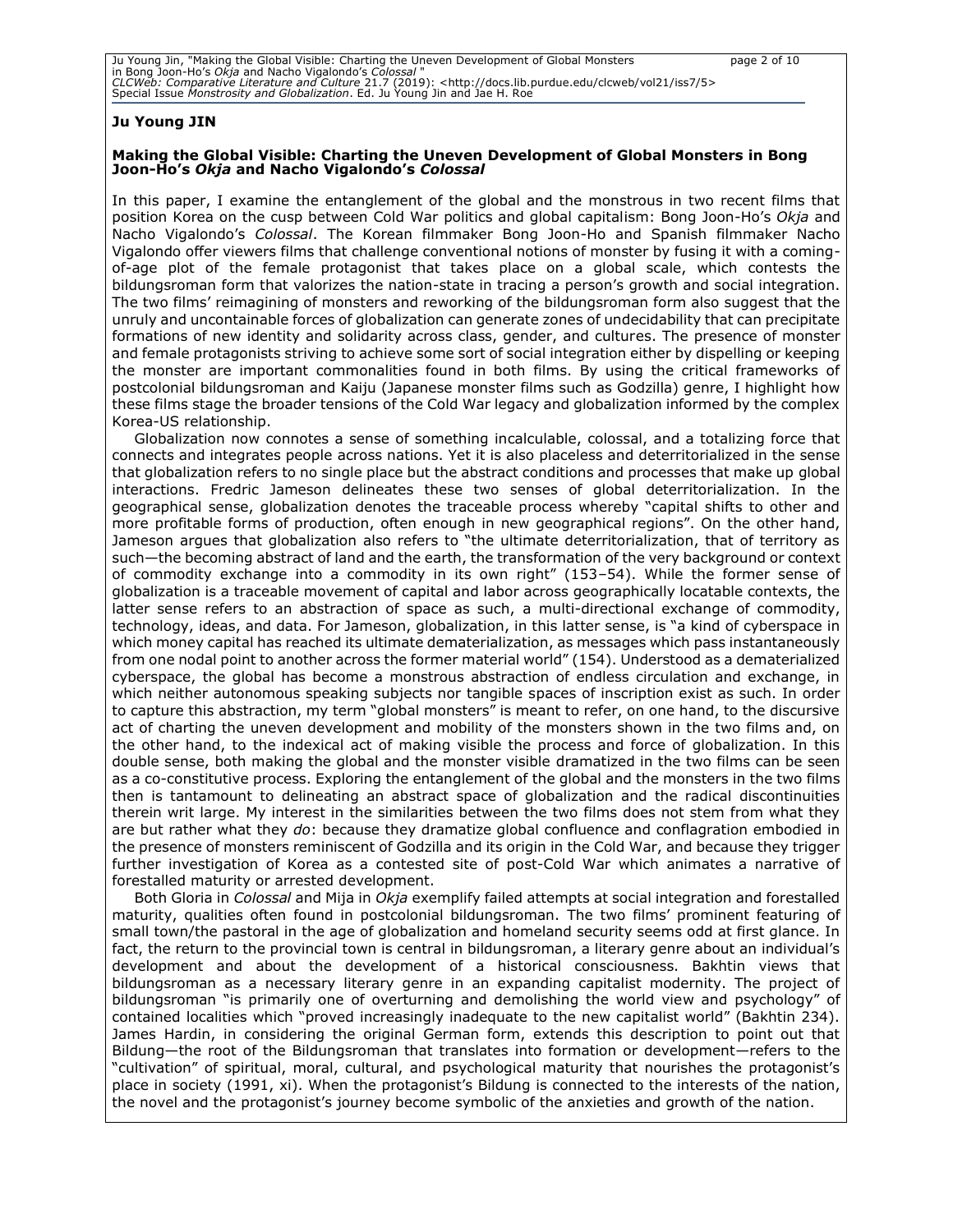**Ju Young JIN**

**Making the Global Visible: Charting the Uneven Development of Global Monsters in Bong Joon-Ho's *Okja* and Nacho Vigalondo's *Colossal***

In this paper, I examine the entanglement of the global and the monstrous in two recent films that position Korea on the cusp between Cold War politics and global capitalism: Bong Joon-Ho's *Okja* and Nacho Vigalondo's *Colossal*. The Korean filmmaker Bong Joon-Ho and Spanish filmmaker Nacho Vigalondo offer viewers films that challenge conventional notions of monster by fusing it with a coming-of-age plot of the female protagonist that takes place on a global scale, which contests the bildungsroman form that valorizes the nation-state in tracing a person's growth and social integration. The two films' reimagining of monsters and reworking of the bildungsroman form also suggest that the unruly and uncontainable forces of globalization can generate zones of undecidability that can precipitate formations of new identity and solidarity across class, gender, and cultures. The presence of monster and female protagonists striving to achieve some sort of social integration either by dispelling or keeping the monster are important commonalities found in both films. By using the critical frameworks of postcolonial bildungsroman and Kaiju (Japanese monster films such as Godzilla) genre, I highlight how these films stage the broader tensions of the Cold War legacy and globalization informed by the complex Korea-US relationship.

Globalization now connotes a sense of something incalculable, colossal, and a totalizing force that connects and integrates people across nations. Yet it is also placeless and deterritorialized in the sense that globalization refers to no single place but the abstract conditions and processes that make up global interactions. Fredric Jameson delineates these two senses of global deterritorialization. In the geographical sense, globalization denotes the traceable process whereby "capital shifts to other and more profitable forms of production, often enough in new geographical regions". On the other hand, Jameson argues that globalization also refers to "the ultimate deterritorialization, that of territory as such—the becoming abstract of land and the earth, the transformation of the very background or context of commodity exchange into a commodity in its own right" (153–54). While the former sense of globalization is a traceable movement of capital and labor across geographically locatable contexts, the latter sense refers to an abstraction of space as such, a multi-directional exchange of commodity, technology, ideas, and data. For Jameson, globalization, in this latter sense, is "a kind of cyberspace in which money capital has reached its ultimate dematerialization, as messages which pass instantaneously from one nodal point to another across the former material world" (154). Understood as a dematerialized cyberspace, the global has become a monstrous abstraction of endless circulation and exchange, in which neither autonomous speaking subjects nor tangible spaces of inscription exist as such. In order to capture this abstraction, my term "global monsters" is meant to refer, on one hand, to the discursive act of charting the uneven development and mobility of the monsters shown in the two films and, on the other hand, to the indexical act of making visible the process and force of globalization. In this double sense, both making the global and the monster visible dramatized in the two films can be seen as a co-constitutive process. Exploring the entanglement of the global and the monsters in the two films then is tantamount to delineating an abstract space of globalization and the radical discontinuities therein writ large. My interest in the similarities between the two films does not stem from what they are but rather what they *do*: because they dramatize global confluence and conflagration embodied in the presence of monsters reminiscent of Godzilla and its origin in the Cold War, and because they trigger further investigation of Korea as a contested site of post-Cold War which animates a narrative of forestalled maturity or arrested development.

Both Gloria in *Colossal* and Mija in *Okja* exemplify failed attempts at social integration and forestalled maturity, qualities often found in postcolonial bildungsroman. The two films' prominent featuring of small town/the pastoral in the age of globalization and homeland security seems odd at first glance. In fact, the return to the provincial town is central in bildungsroman, a literary genre about an individual's development and about the development of a historical consciousness. Bakhtin views that bildungsroman as a necessary literary genre in an expanding capitalist modernity. The project of bildungsroman "is primarily one of overturning and demolishing the world view and psychology" of contained localities which "proved increasingly inadequate to the new capitalist world" (Bakhtin 234). James Hardin, in considering the original German form, extends this description to point out that Bildung—the root of the Bildungsroman that translates into formation or development—refers to the "cultivation" of spiritual, moral, cultural, and psychological maturity that nourishes the protagonist's place in society (1991, xi). When the protagonist's Bildung is connected to the interests of the nation, the novel and the protagonist's journey become symbolic of the anxieties and growth of the nation.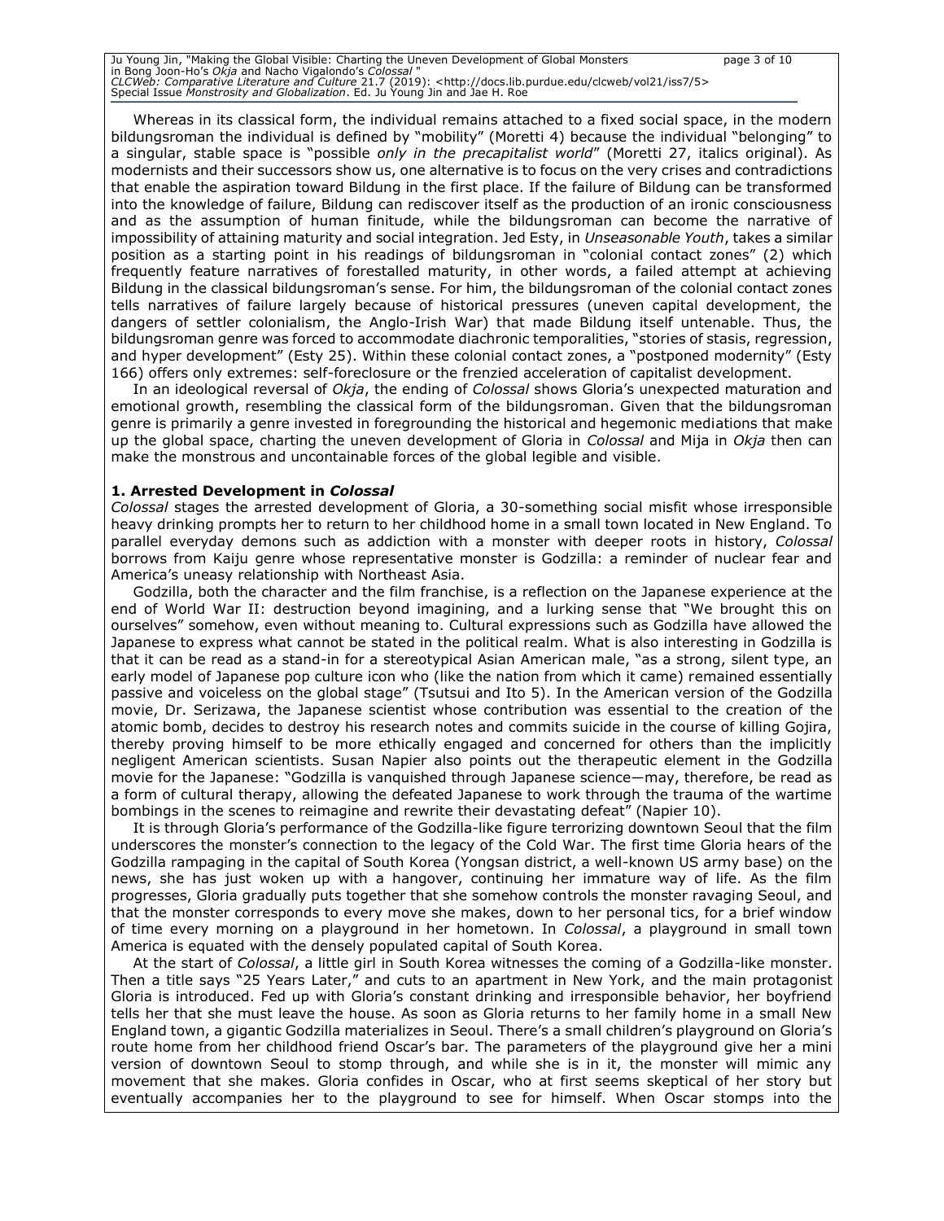Whereas in its classical form, the individual remains attached to a fixed social space, in the modern bildungsroman the individual is defined by "mobility" (Moretti 4) because the individual "belonging" to a singular, stable space is "possible *only in the precapitalist world*" (Moretti 27, italics original). As modernists and their successors show us, one alternative is to focus on the very crises and contradictions that enable the aspiration toward Bildung in the first place. If the failure of Bildung can be transformed into the knowledge of failure, Bildung can rediscover itself as the production of an ironic consciousness and as the assumption of human finitude, while the bildungsroman can become the narrative of impossibility of attaining maturity and social integration. Jed Esty, in *Unseasonable Youth*, takes a similar position as a starting point in his readings of bildungsroman in "colonial contact zones" (2) which frequently feature narratives of forestalled maturity, in other words, a failed attempt at achieving Bildung in the classical bildungsroman's sense. For him, the bildungsroman of the colonial contact zones tells narratives of failure largely because of historical pressures (uneven capital development, the dangers of settler colonialism, the Anglo-Irish War) that made Bildung itself untenable. Thus, the bildungsroman genre was forced to accommodate diachronic temporalities, "stories of stasis, regression, and hyper development" (Esty 25). Within these colonial contact zones, a "postponed modernity" (Esty 166) offers only extremes: self-foreclosure or the frenzied acceleration of capitalist development.

In an ideological reversal of *Okja*, the ending of *Colossal* shows Gloria's unexpected maturation and emotional growth, resembling the classical form of the bildungsroman. Given that the bildungsroman genre is primarily a genre invested in foregrounding the historical and hegemonic mediations that make up the global space, charting the uneven development of Gloria in *Colossal* and Mija in *Okja* then can make the monstrous and uncontainable forces of the global legible and visible.

## 1. Arrested Development in *Colossal*

*Colossal* stages the arrested development of Gloria, a 30-something social misfit whose irresponsible heavy drinking prompts her to return to her childhood home in a small town located in New England. To parallel everyday demons such as addiction with a monster with deeper roots in history, *Colossal* borrows from Kaiju genre whose representative monster is Godzilla: a reminder of nuclear fear and America's uneasy relationship with Northeast Asia.

Godzilla, both the character and the film franchise, is a reflection on the Japanese experience at the end of World War II: destruction beyond imagining, and a lurking sense that "We brought this on ourselves" somehow, even without meaning to. Cultural expressions such as Godzilla have allowed the Japanese to express what cannot be stated in the political realm. What is also interesting in Godzilla is that it can be read as a stand-in for a stereotypical Asian American male, "as a strong, silent type, an early model of Japanese pop culture icon who (like the nation from which it came) remained essentially passive and voiceless on the global stage" (Tsutsui and Ito 5). In the American version of the Godzilla movie, Dr. Serizawa, the Japanese scientist whose contribution was essential to the creation of the atomic bomb, decides to destroy his research notes and commits suicide in the course of killing Gojira, thereby proving himself to be more ethically engaged and concerned for others than the implicitly negligent American scientists. Susan Napier also points out the therapeutic element in the Godzilla movie for the Japanese: "Godzilla is vanquished through Japanese science—may, therefore, be read as a form of cultural therapy, allowing the defeated Japanese to work through the trauma of the wartime bombings in the scenes to reimagine and rewrite their devastating defeat" (Napier 10).

It is through Gloria's performance of the Godzilla-like figure terrorizing downtown Seoul that the film underscores the monster's connection to the legacy of the Cold War. The first time Gloria hears of the Godzilla rampaging in the capital of South Korea (Yongsan district, a well-known US army base) on the news, she has just woken up with a hangover, continuing her immature way of life. As the film progresses, Gloria gradually puts together that she somehow controls the monster ravaging Seoul, and that the monster corresponds to every move she makes, down to her personal tics, for a brief window of time every morning on a playground in her hometown. In *Colossal*, a playground in small town America is equated with the densely populated capital of South Korea.

At the start of *Colossal*, a little girl in South Korea witnesses the coming of a Godzilla-like monster. Then a title says "25 Years Later," and cuts to an apartment in New York, and the main protagonist Gloria is introduced. Fed up with Gloria's constant drinking and irresponsible behavior, her boyfriend tells her that she must leave the house. As soon as Gloria returns to her family home in a small New England town, a gigantic Godzilla materializes in Seoul. There's a small children's playground on Gloria's route home from her childhood friend Oscar's bar. The parameters of the playground give her a mini version of downtown Seoul to stomp through, and while she is in it, the monster will mimic any movement that she makes. Gloria confides in Oscar, who at first seems skeptical of her story but eventually accompanies her to the playground to see for himself. When Oscar stomps into the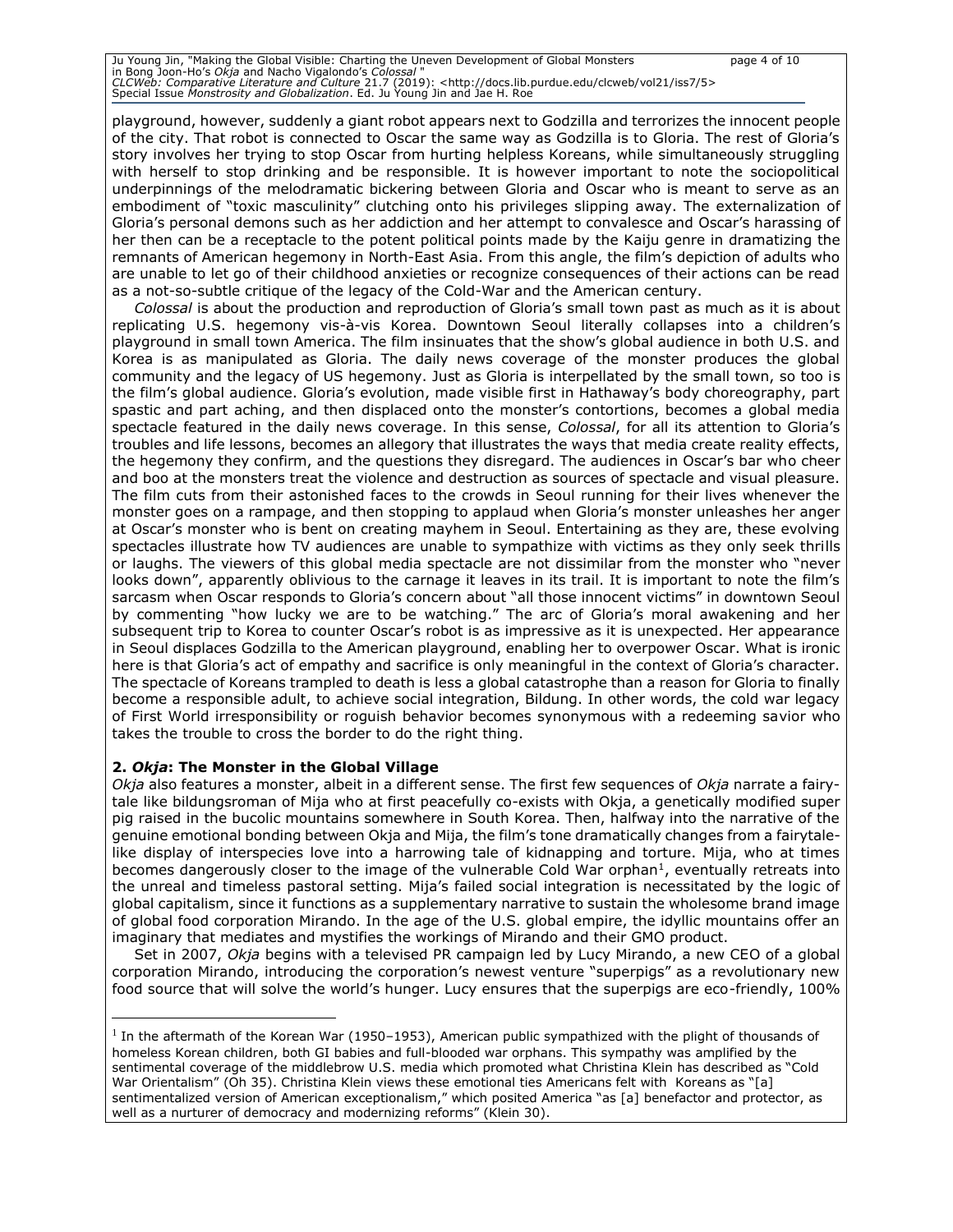playground, however, suddenly a giant robot appears next to Godzilla and terrorizes the innocent people of the city. That robot is connected to Oscar the same way as Godzilla is to Gloria. The rest of Gloria's story involves her trying to stop Oscar from hurting helpless Koreans, while simultaneously struggling with herself to stop drinking and be responsible. It is however important to note the sociopolitical underpinnings of the melodramatic bickering between Gloria and Oscar who is meant to serve as an embodiment of "toxic masculinity" clutching onto his privileges slipping away. The externalization of Gloria's personal demons such as her addiction and her attempt to convalesce and Oscar's harassing of her then can be a receptacle to the potent political points made by the Kaiju genre in dramatizing the remnants of American hegemony in North-East Asia. From this angle, the film's depiction of adults who are unable to let go of their childhood anxieties or recognize consequences of their actions can be read as a not-so-subtle critique of the legacy of the Cold-War and the American century.

*Colossal* is about the production and reproduction of Gloria's small town past as much as it is about replicating U.S. hegemony vis-à-vis Korea. Downtown Seoul literally collapses into a children's playground in small town America. The film insinuates that the show's global audience in both U.S. and Korea is as manipulated as Gloria. The daily news coverage of the monster produces the global community and the legacy of US hegemony. Just as Gloria is interpellated by the small town, so too is the film's global audience. Gloria's evolution, made visible first in Hathaway's body choreography, part spastic and part aching, and then displaced onto the monster's contortions, becomes a global media spectacle featured in the daily news coverage. In this sense, *Colossal*, for all its attention to Gloria's troubles and life lessons, becomes an allegory that illustrates the ways that media create reality effects, the hegemony they confirm, and the questions they disregard. The audiences in Oscar's bar who cheer and boo at the monsters treat the violence and destruction as sources of spectacle and visual pleasure. The film cuts from their astonished faces to the crowds in Seoul running for their lives whenever the monster goes on a rampage, and then stopping to applaud when Gloria's monster unleashes her anger at Oscar's monster who is bent on creating mayhem in Seoul. Entertaining as they are, these evolving spectacles illustrate how TV audiences are unable to sympathize with victims as they only seek thrills or laughs. The viewers of this global media spectacle are not dissimilar from the monster who "never looks down", apparently oblivious to the carnage it leaves in its trail. It is important to note the film's sarcasm when Oscar responds to Gloria's concern about "all those innocent victims" in downtown Seoul by commenting "how lucky we are to be watching." The arc of Gloria's moral awakening and her subsequent trip to Korea to counter Oscar's robot is as impressive as it is unexpected. Her appearance in Seoul displaces Godzilla to the American playground, enabling her to overpower Oscar. What is ironic here is that Gloria's act of empathy and sacrifice is only meaningful in the context of Gloria's character. The spectacle of Koreans trampled to death is less a global catastrophe than a reason for Gloria to finally become a responsible adult, to achieve social integration, Bildung. In other words, the cold war legacy of First World irresponsibility or roguish behavior becomes synonymous with a redeeming savior who takes the trouble to cross the border to do the right thing.

## 2. *Okja*: The Monster in the Global Village

*Okja* also features a monster, albeit in a different sense. The first few sequences of *Okja* narrate a fairy-tale like bildungsroman of Mija who at first peacefully co-exists with Okja, a genetically modified super pig raised in the bucolic mountains somewhere in South Korea. Then, halfway into the narrative of the genuine emotional bonding between Okja and Mija, the film's tone dramatically changes from a fairytale-like display of interspecies love into a harrowing tale of kidnapping and torture. Mija, who at times becomes dangerously closer to the image of the vulnerable Cold War orphan[1], eventually retreats into the unreal and timeless pastoral setting. Mija's failed social integration is necessitated by the logic of global capitalism, since it functions as a supplementary narrative to sustain the wholesome brand image of global food corporation Mirando. In the age of the U.S. global empire, the idyllic mountains offer an imaginary that mediates and mystifies the workings of Mirando and their GMO product.

Set in 2007, *Okja* begins with a televised PR campaign led by Lucy Mirando, a new CEO of a global corporation Mirando, introducing the corporation's newest venture "superpigs" as a revolutionary new food source that will solve the world's hunger. Lucy ensures that the superpigs are eco-friendly, 100%

---

[1] In the aftermath of the Korean War (1950–1953), American public sympathized with the plight of thousands of homeless Korean children, both GI babies and full-blooded war orphans. This sympathy was amplified by the sentimental coverage of the middlebrow U.S. media which promoted what Christina Klein has described as "Cold War Orientalism" (Oh 35). Christina Klein views these emotional ties Americans felt with Koreans as "[a] sentimentalized version of American exceptionalism," which posited America "as [a] benefactor and protector, as well as a nurturer of democracy and modernizing reforms" (Klein 30).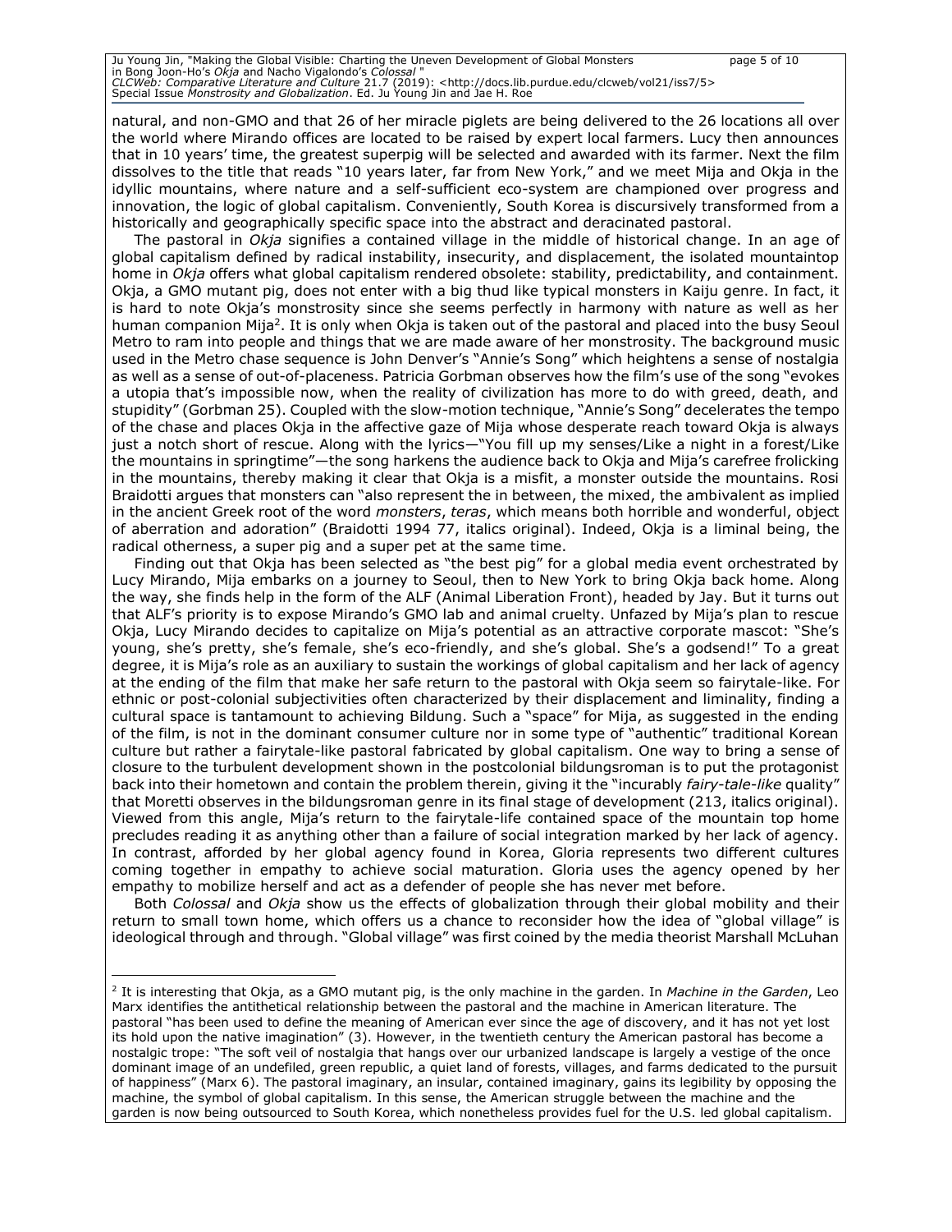natural, and non-GMO and that 26 of her miracle piglets are being delivered to the 26 locations all over the world where Mirando offices are located to be raised by expert local farmers. Lucy then announces that in 10 years' time, the greatest superpig will be selected and awarded with its farmer. Next the film dissolves to the title that reads "10 years later, far from New York," and we meet Mija and Okja in the idyllic mountains, where nature and a self-sufficient eco-system are championed over progress and innovation, the logic of global capitalism. Conveniently, South Korea is discursively transformed from a historically and geographically specific space into the abstract and deracinated pastoral.

The pastoral in *Okja* signifies a contained village in the middle of historical change. In an age of global capitalism defined by radical instability, insecurity, and displacement, the isolated mountaintop home in *Okja* offers what global capitalism rendered obsolete: stability, predictability, and containment. Okja, a GMO mutant pig, does not enter with a big thud like typical monsters in Kaiju genre. In fact, it is hard to note Okja's monstrosity since she seems perfectly in harmony with nature as well as her human companion Mija[2]. It is only when Okja is taken out of the pastoral and placed into the busy Seoul Metro to ram into people and things that we are made aware of her monstrosity. The background music used in the Metro chase sequence is John Denver's "Annie's Song" which heightens a sense of nostalgia as well as a sense of out-of-placeness. Patricia Gorbman observes how the film's use of the song "evokes a utopia that's impossible now, when the reality of civilization has more to do with greed, death, and stupidity" (Gorbman 25). Coupled with the slow-motion technique, "Annie's Song" decelerates the tempo of the chase and places Okja in the affective gaze of Mija whose desperate reach toward Okja is always just a notch short of rescue. Along with the lyrics—"You fill up my senses/Like a night in a forest/Like the mountains in springtime"—the song harkens the audience back to Okja and Mija's carefree frolicking in the mountains, thereby making it clear that Okja is a misfit, a monster outside the mountains. Rosi Braidotti argues that monsters can "also represent the in between, the mixed, the ambivalent as implied in the ancient Greek root of the word *monsters*, *teras*, which means both horrible and wonderful, object of aberration and adoration" (Braidotti 1994 77, italics original). Indeed, Okja is a liminal being, the radical otherness, a super pig and a super pet at the same time.

Finding out that Okja has been selected as "the best pig" for a global media event orchestrated by Lucy Mirando, Mija embarks on a journey to Seoul, then to New York to bring Okja back home. Along the way, she finds help in the form of the ALF (Animal Liberation Front), headed by Jay. But it turns out that ALF's priority is to expose Mirando's GMO lab and animal cruelty. Unfazed by Mija's plan to rescue Okja, Lucy Mirando decides to capitalize on Mija's potential as an attractive corporate mascot: "She's young, she's pretty, she's female, she's eco-friendly, and she's global. She's a godsend!" To a great degree, it is Mija's role as an auxiliary to sustain the workings of global capitalism and her lack of agency at the ending of the film that make her safe return to the pastoral with Okja seem so fairytale-like. For ethnic or post-colonial subjectivities often characterized by their displacement and liminality, finding a cultural space is tantamount to achieving Bildung. Such a "space" for Mija, as suggested in the ending of the film, is not in the dominant consumer culture nor in some type of "authentic" traditional Korean culture but rather a fairytale-like pastoral fabricated by global capitalism. One way to bring a sense of closure to the turbulent development shown in the postcolonial bildungsroman is to put the protagonist back into their hometown and contain the problem therein, giving it the "incurably *fairy-tale-like* quality" that Moretti observes in the bildungsroman genre in its final stage of development (213, italics original). Viewed from this angle, Mija's return to the fairytale-life contained space of the mountain top home precludes reading it as anything other than a failure of social integration marked by her lack of agency. In contrast, afforded by her global agency found in Korea, Gloria represents two different cultures coming together in empathy to achieve social maturation. Gloria uses the agency opened by her empathy to mobilize herself and act as a defender of people she has never met before.

Both *Colossal* and *Okja* show us the effects of globalization through their global mobility and their return to small town home, which offers us a chance to reconsider how the idea of "global village" is ideological through and through. "Global village" was first coined by the media theorist Marshall McLuhan

[2] It is interesting that Okja, as a GMO mutant pig, is the only machine in the garden. In *Machine in the Garden*, Leo Marx identifies the antithetical relationship between the pastoral and the machine in American literature. The pastoral "has been used to define the meaning of American ever since the age of discovery, and it has not yet lost its hold upon the native imagination" (3). However, in the twentieth century the American pastoral has become a nostalgic trope: "The soft veil of nostalgia that hangs over our urbanized landscape is largely a vestige of the once dominant image of an undefiled, green republic, a quiet land of forests, villages, and farms dedicated to the pursuit of happiness" (Marx 6). The pastoral imaginary, an insular, contained imaginary, gains its legibility by opposing the machine, the symbol of global capitalism. In this sense, the American struggle between the machine and the garden is now being outsourced to South Korea, which nonetheless provides fuel for the U.S. led global capitalism.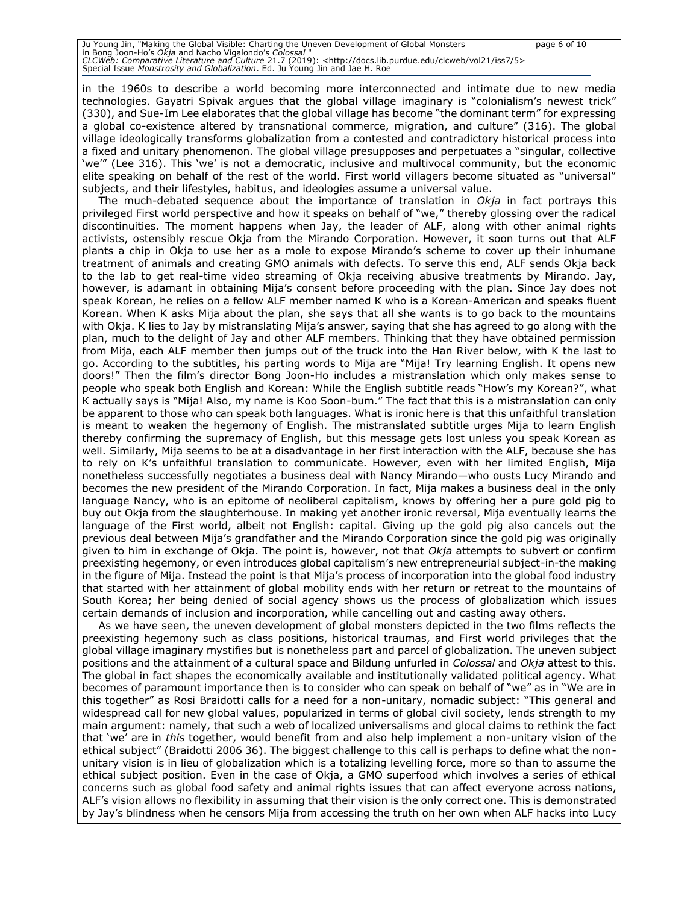in the 1960s to describe a world becoming more interconnected and intimate due to new media technologies. Gayatri Spivak argues that the global village imaginary is "colonialism's newest trick" (330), and Sue-Im Lee elaborates that the global village has become "the dominant term" for expressing a global co-existence altered by transnational commerce, migration, and culture" (316). The global village ideologically transforms globalization from a contested and contradictory historical process into a fixed and unitary phenomenon. The global village presupposes and perpetuates a "singular, collective 'we'" (Lee 316). This 'we' is not a democratic, inclusive and multivocal community, but the economic elite speaking on behalf of the rest of the world. First world villagers become situated as "universal" subjects, and their lifestyles, habitus, and ideologies assume a universal value.

The much-debated sequence about the importance of translation in *Okja* in fact portrays this privileged First world perspective and how it speaks on behalf of "we," thereby glossing over the radical discontinuities. The moment happens when Jay, the leader of ALF, along with other animal rights activists, ostensibly rescue Okja from the Mirando Corporation. However, it soon turns out that ALF plants a chip in Okja to use her as a mole to expose Mirando's scheme to cover up their inhumane treatment of animals and creating GMO animals with defects. To serve this end, ALF sends Okja back to the lab to get real-time video streaming of Okja receiving abusive treatments by Mirando. Jay, however, is adamant in obtaining Mija's consent before proceeding with the plan. Since Jay does not speak Korean, he relies on a fellow ALF member named K who is a Korean-American and speaks fluent Korean. When K asks Mija about the plan, she says that all she wants is to go back to the mountains with Okja. K lies to Jay by mistranslating Mija's answer, saying that she has agreed to go along with the plan, much to the delight of Jay and other ALF members. Thinking that they have obtained permission from Mija, each ALF member then jumps out of the truck into the Han River below, with K the last to go. According to the subtitles, his parting words to Mija are "Mija! Try learning English. It opens new doors!" Then the film's director Bong Joon-Ho includes a mistranslation which only makes sense to people who speak both English and Korean: While the English subtitle reads "How's my Korean?", what K actually says is "Mija! Also, my name is Koo Soon-bum." The fact that this is a mistranslation can only be apparent to those who can speak both languages. What is ironic here is that this unfaithful translation is meant to weaken the hegemony of English. The mistranslated subtitle urges Mija to learn English thereby confirming the supremacy of English, but this message gets lost unless you speak Korean as well. Similarly, Mija seems to be at a disadvantage in her first interaction with the ALF, because she has to rely on K's unfaithful translation to communicate. However, even with her limited English, Mija nonetheless successfully negotiates a business deal with Nancy Mirando—who ousts Lucy Mirando and becomes the new president of the Mirando Corporation. In fact, Mija makes a business deal in the only language Nancy, who is an epitome of neoliberal capitalism, knows by offering her a pure gold pig to buy out Okja from the slaughterhouse. In making yet another ironic reversal, Mija eventually learns the language of the First world, albeit not English: capital. Giving up the gold pig also cancels out the previous deal between Mija's grandfather and the Mirando Corporation since the gold pig was originally given to him in exchange of Okja. The point is, however, not that *Okja* attempts to subvert or confirm preexisting hegemony, or even introduces global capitalism's new entrepreneurial subject-in-the making in the figure of Mija. Instead the point is that Mija's process of incorporation into the global food industry that started with her attainment of global mobility ends with her return or retreat to the mountains of South Korea; her being denied of social agency shows us the process of globalization which issues certain demands of inclusion and incorporation, while cancelling out and casting away others.

As we have seen, the uneven development of global monsters depicted in the two films reflects the preexisting hegemony such as class positions, historical traumas, and First world privileges that the global village imaginary mystifies but is nonetheless part and parcel of globalization. The uneven subject positions and the attainment of a cultural space and Bildung unfurled in *Colossal* and *Okja* attest to this. The global in fact shapes the economically available and institutionally validated political agency. What becomes of paramount importance then is to consider who can speak on behalf of "we" as in "We are in this together" as Rosi Braidotti calls for a need for a non-unitary, nomadic subject: "This general and widespread call for new global values, popularized in terms of global civil society, lends strength to my main argument: namely, that such a web of localized universalisms and glocal claims to rethink the fact that 'we' are in *this* together, would benefit from and also help implement a non-unitary vision of the ethical subject" (Braidotti 2006 36). The biggest challenge to this call is perhaps to define what the non-unitary vision is in lieu of globalization which is a totalizing levelling force, more so than to assume the ethical subject position. Even in the case of Okja, a GMO superfood which involves a series of ethical concerns such as global food safety and animal rights issues that can affect everyone across nations, ALF's vision allows no flexibility in assuming that their vision is the only correct one. This is demonstrated by Jay's blindness when he censors Mija from accessing the truth on her own when ALF hacks into Lucy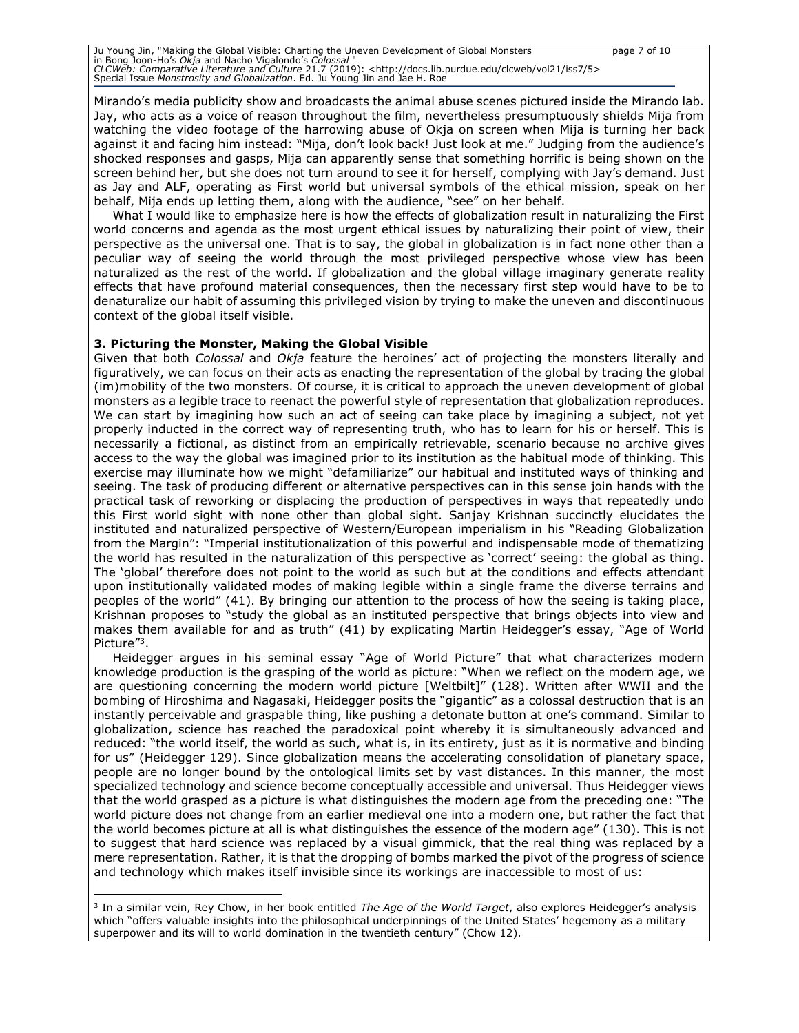Mirando's media publicity show and broadcasts the animal abuse scenes pictured inside the Mirando lab. Jay, who acts as a voice of reason throughout the film, nevertheless presumptuously shields Mija from watching the video footage of the harrowing abuse of Okja on screen when Mija is turning her back against it and facing him instead: "Mija, don't look back! Just look at me." Judging from the audience's shocked responses and gasps, Mija can apparently sense that something horrific is being shown on the screen behind her, but she does not turn around to see it for herself, complying with Jay's demand. Just as Jay and ALF, operating as First world but universal symbols of the ethical mission, speak on her behalf, Mija ends up letting them, along with the audience, "see" on her behalf.

What I would like to emphasize here is how the effects of globalization result in naturalizing the First world concerns and agenda as the most urgent ethical issues by naturalizing their point of view, their perspective as the universal one. That is to say, the global in globalization is in fact none other than a peculiar way of seeing the world through the most privileged perspective whose view has been naturalized as the rest of the world. If globalization and the global village imaginary generate reality effects that have profound material consequences, then the necessary first step would have to be to denaturalize our habit of assuming this privileged vision by trying to make the uneven and discontinuous context of the global itself visible.

### 3. Picturing the Monster, Making the Global Visible

Given that both *Colossal* and *Okja* feature the heroines' act of projecting the monsters literally and figuratively, we can focus on their acts as enacting the representation of the global by tracing the global (im)mobility of the two monsters. Of course, it is critical to approach the uneven development of global monsters as a legible trace to reenact the powerful style of representation that globalization reproduces. We can start by imagining how such an act of seeing can take place by imagining a subject, not yet properly inducted in the correct way of representing truth, who has to learn for his or herself. This is necessarily a fictional, as distinct from an empirically retrievable, scenario because no archive gives access to the way the global was imagined prior to its institution as the habitual mode of thinking. This exercise may illuminate how we might "defamiliarize" our habitual and instituted ways of thinking and seeing. The task of producing different or alternative perspectives can in this sense join hands with the practical task of reworking or displacing the production of perspectives in ways that repeatedly undo this First world sight with none other than global sight. Sanjay Krishnan succinctly elucidates the instituted and naturalized perspective of Western/European imperialism in his "Reading Globalization from the Margin": "Imperial institutionalization of this powerful and indispensable mode of thematizing the world has resulted in the naturalization of this perspective as 'correct' seeing: the global as thing. The 'global' therefore does not point to the world as such but at the conditions and effects attendant upon institutionally validated modes of making legible within a single frame the diverse terrains and peoples of the world" (41). By bringing our attention to the process of how the seeing is taking place, Krishnan proposes to "study the global as an instituted perspective that brings objects into view and makes them available for and as truth" (41) by explicating Martin Heidegger's essay, "Age of World Picture"[3].

Heidegger argues in his seminal essay "Age of World Picture" that what characterizes modern knowledge production is the grasping of the world as picture: "When we reflect on the modern age, we are questioning concerning the modern world picture [Weltbilt]" (128). Written after WWII and the bombing of Hiroshima and Nagasaki, Heidegger posits the "gigantic" as a colossal destruction that is an instantly perceivable and graspable thing, like pushing a detonate button at one's command. Similar to globalization, science has reached the paradoxical point whereby it is simultaneously advanced and reduced: "the world itself, the world as such, what is, in its entirety, just as it is normative and binding for us" (Heidegger 129). Since globalization means the accelerating consolidation of planetary space, people are no longer bound by the ontological limits set by vast distances. In this manner, the most specialized technology and science become conceptually accessible and universal. Thus Heidegger views that the world grasped as a picture is what distinguishes the modern age from the preceding one: "The world picture does not change from an earlier medieval one into a modern one, but rather the fact that the world becomes picture at all is what distinguishes the essence of the modern age" (130). This is not to suggest that hard science was replaced by a visual gimmick, that the real thing was replaced by a mere representation. Rather, it is that the dropping of bombs marked the pivot of the progress of science and technology which makes itself invisible since its workings are inaccessible to most of us:

---

[3] In a similar vein, Rey Chow, in her book entitled *The Age of the World Target*, also explores Heidegger's analysis which "offers valuable insights into the philosophical underpinnings of the United States' hegemony as a military superpower and its will to world domination in the twentieth century" (Chow 12).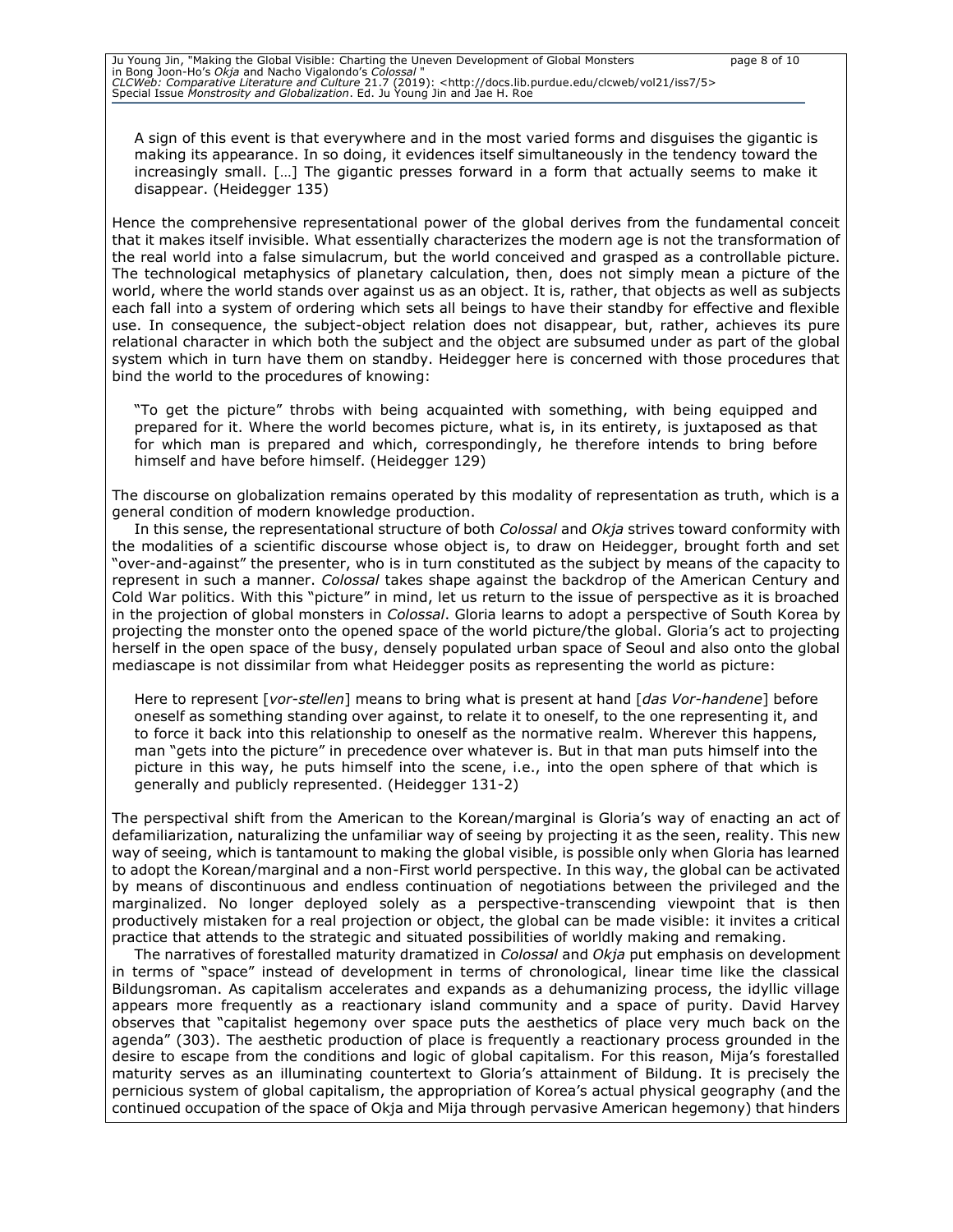> A sign of this event is that everywhere and in the most varied forms and disguises the gigantic is making its appearance. In so doing, it evidences itself simultaneously in the tendency toward the increasingly small. […] The gigantic presses forward in a form that actually seems to make it disappear. (Heidegger 135)

Hence the comprehensive representational power of the global derives from the fundamental conceit that it makes itself invisible. What essentially characterizes the modern age is not the transformation of the real world into a false simulacrum, but the world conceived and grasped as a controllable picture. The technological metaphysics of planetary calculation, then, does not simply mean a picture of the world, where the world stands over against us as an object. It is, rather, that objects as well as subjects each fall into a system of ordering which sets all beings to have their standby for effective and flexible use. In consequence, the subject-object relation does not disappear, but, rather, achieves its pure relational character in which both the subject and the object are subsumed under as part of the global system which in turn have them on standby. Heidegger here is concerned with those procedures that bind the world to the procedures of knowing:

> "To get the picture" throbs with being acquainted with something, with being equipped and prepared for it. Where the world becomes picture, what is, in its entirety, is juxtaposed as that for which man is prepared and which, correspondingly, he therefore intends to bring before himself and have before himself. (Heidegger 129)

The discourse on globalization remains operated by this modality of representation as truth, which is a general condition of modern knowledge production.

In this sense, the representational structure of both *Colossal* and *Okja* strives toward conformity with the modalities of a scientific discourse whose object is, to draw on Heidegger, brought forth and set "over-and-against" the presenter, who is in turn constituted as the subject by means of the capacity to represent in such a manner. *Colossal* takes shape against the backdrop of the American Century and Cold War politics. With this "picture" in mind, let us return to the issue of perspective as it is broached in the projection of global monsters in *Colossal*. Gloria learns to adopt a perspective of South Korea by projecting the monster onto the opened space of the world picture/the global. Gloria's act to projecting herself in the open space of the busy, densely populated urban space of Seoul and also onto the global mediascape is not dissimilar from what Heidegger posits as representing the world as picture:

> Here to represent [*vor-stellen*] means to bring what is present at hand [*das Vor-handene*] before oneself as something standing over against, to relate it to oneself, to the one representing it, and to force it back into this relationship to oneself as the normative realm. Wherever this happens, man "gets into the picture" in precedence over whatever is. But in that man puts himself into the picture in this way, he puts himself into the scene, i.e., into the open sphere of that which is generally and publicly represented. (Heidegger 131-2)

The perspectival shift from the American to the Korean/marginal is Gloria's way of enacting an act of defamiliarization, naturalizing the unfamiliar way of seeing by projecting it as the seen, reality. This new way of seeing, which is tantamount to making the global visible, is possible only when Gloria has learned to adopt the Korean/marginal and a non-First world perspective. In this way, the global can be activated by means of discontinuous and endless continuation of negotiations between the privileged and the marginalized. No longer deployed solely as a perspective-transcending viewpoint that is then productively mistaken for a real projection or object, the global can be made visible: it invites a critical practice that attends to the strategic and situated possibilities of worldly making and remaking.

The narratives of forestalled maturity dramatized in *Colossal* and *Okja* put emphasis on development in terms of "space" instead of development in terms of chronological, linear time like the classical Bildungsroman. As capitalism accelerates and expands as a dehumanizing process, the idyllic village appears more frequently as a reactionary island community and a space of purity. David Harvey observes that "capitalist hegemony over space puts the aesthetics of place very much back on the agenda" (303). The aesthetic production of place is frequently a reactionary process grounded in the desire to escape from the conditions and logic of global capitalism. For this reason, Mija's forestalled maturity serves as an illuminating countertext to Gloria's attainment of Bildung. It is precisely the pernicious system of global capitalism, the appropriation of Korea's actual physical geography (and the continued occupation of the space of Okja and Mija through pervasive American hegemony) that hinders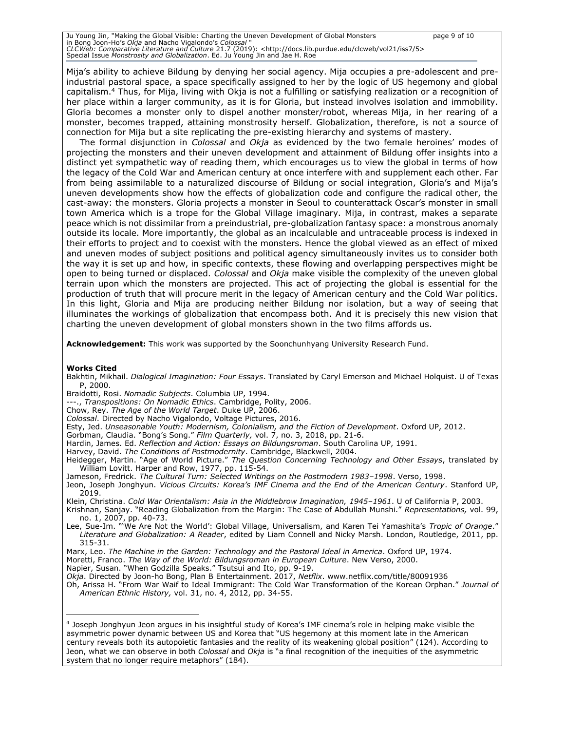Mija's ability to achieve Bildung by denying her social agency. Mija occupies a pre-adolescent and pre-industrial pastoral space, a space specifically assigned to her by the logic of US hegemony and global capitalism.[4] Thus, for Mija, living with Okja is not a fulfilling or satisfying realization or a recognition of her place within a larger community, as it is for Gloria, but instead involves isolation and immobility. Gloria becomes a monster only to dispel another monster/robot, whereas Mija, in her rearing of a monster, becomes trapped, attaining monstrosity herself. Globalization, therefore, is not a source of connection for Mija but a site replicating the pre-existing hierarchy and systems of mastery.

The formal disjunction in *Colossal* and *Okja* as evidenced by the two female heroines' modes of projecting the monsters and their uneven development and attainment of Bildung offer insights into a distinct yet sympathetic way of reading them, which encourages us to view the global in terms of how the legacy of the Cold War and American century at once interfere with and supplement each other. Far from being assimilable to a naturalized discourse of Bildung or social integration, Gloria's and Mija's uneven developments show how the effects of globalization code and configure the radical other, the cast-away: the monsters. Gloria projects a monster in Seoul to counterattack Oscar's monster in small town America which is a trope for the Global Village imaginary. Mija, in contrast, makes a separate peace which is not dissimilar from a preindustrial, pre-globalization fantasy space: a monstrous anomaly outside its locale. More importantly, the global as an incalculable and untraceable process is indexed in their efforts to project and to coexist with the monsters. Hence the global viewed as an effect of mixed and uneven modes of subject positions and political agency simultaneously invites us to consider both the way it is set up and how, in specific contexts, these flowing and overlapping perspectives might be open to being turned or displaced. *Colossal* and *Okja* make visible the complexity of the uneven global terrain upon which the monsters are projected. This act of projecting the global is essential for the production of truth that will procure merit in the legacy of American century and the Cold War politics. In this light, Gloria and Mija are producing neither Bildung nor isolation, but a way of seeing that illuminates the workings of globalization that encompass both. And it is precisely this new vision that charting the uneven development of global monsters shown in the two films affords us.

**Acknowledgement:** This work was supported by the Soonchunhyang University Research Fund.

**Works Cited**

Bakhtin, Mikhail. *Dialogical Imagination: Four Essays*. Translated by Caryl Emerson and Michael Holquist. U of Texas P, 2000.

Braidotti, Rosi. *Nomadic Subjects*. Columbia UP, 1994.

---., *Transpositions: On Nomadic Ethics*. Cambridge, Polity, 2006.

Chow, Rey. *The Age of the World Target*. Duke UP, 2006.

*Colossal*. Directed by Nacho Vigalondo, Voltage Pictures, 2016.

Esty, Jed. *Unseasonable Youth: Modernism, Colonialism, and the Fiction of Development*. Oxford UP, 2012.

Gorbman, Claudia. "Bong's Song." *Film Quarterly,* vol. 7, no. 3, 2018, pp. 21-6.

Hardin, James. Ed. *Reflection and Action: Essays on Bildungsroman*. South Carolina UP, 1991.

Harvey, David. *The Conditions of Postmodernity*. Cambridge, Blackwell, 2004.

Heidegger, Martin. "Age of World Picture." *The Question Concerning Technology and Other Essays*, translated by William Lovitt. Harper and Row, 1977, pp. 115-54.

Jameson, Fredrick. *The Cultural Turn: Selected Writings on the Postmodern 1983–1998*. Verso, 1998.

Jeon, Joseph Jonghyun. *Vicious Circuits: Korea's IMF Cinema and the End of the American Century*. Stanford UP, 2019.

Klein, Christina. *Cold War Orientalism: Asia in the Middlebrow Imagination, 1945–1961*. U of California P, 2003.

Krishnan, Sanjay. "Reading Globalization from the Margin: The Case of Abdullah Munshi." *Representations,* vol. 99, no. 1, 2007, pp. 40-73.

Lee, Sue-Im. "'We Are Not the World': Global Village, Universalism, and Karen Tei Yamashita's *Tropic of Orange*." *Literature and Globalization: A Reader*, edited by Liam Connell and Nicky Marsh. London, Routledge, 2011, pp. 315-31.

Marx, Leo. *The Machine in the Garden: Technology and the Pastoral Ideal in America*. Oxford UP, 1974.

Moretti, Franco. *The Way of the World: Bildungsroman in European Culture*. New Verso, 2000.

Napier, Susan. "When Godzilla Speaks." Tsutsui and Ito, pp. 9-19.

*Okja*. Directed by Joon-ho Bong, Plan B Entertainment. 2017, *Netflix*. www.netflix.com/title/80091936

Oh, Arissa H. "From War Waif to Ideal Immigrant: The Cold War Transformation of the Korean Orphan." *Journal of American Ethnic History,* vol. 31, no. 4, 2012, pp. 34-55.

---

[4] Joseph Jonghyun Jeon argues in his insightful study of Korea's IMF cinema's role in helping make visible the asymmetric power dynamic between US and Korea that "US hegemony at this moment late in the American century reveals both its autopoietic fantasies and the reality of its weakening global position" (124). According to Jeon, what we can observe in both *Colossal* and *Okja* is "a final recognition of the inequities of the asymmetric system that no longer require metaphors" (184).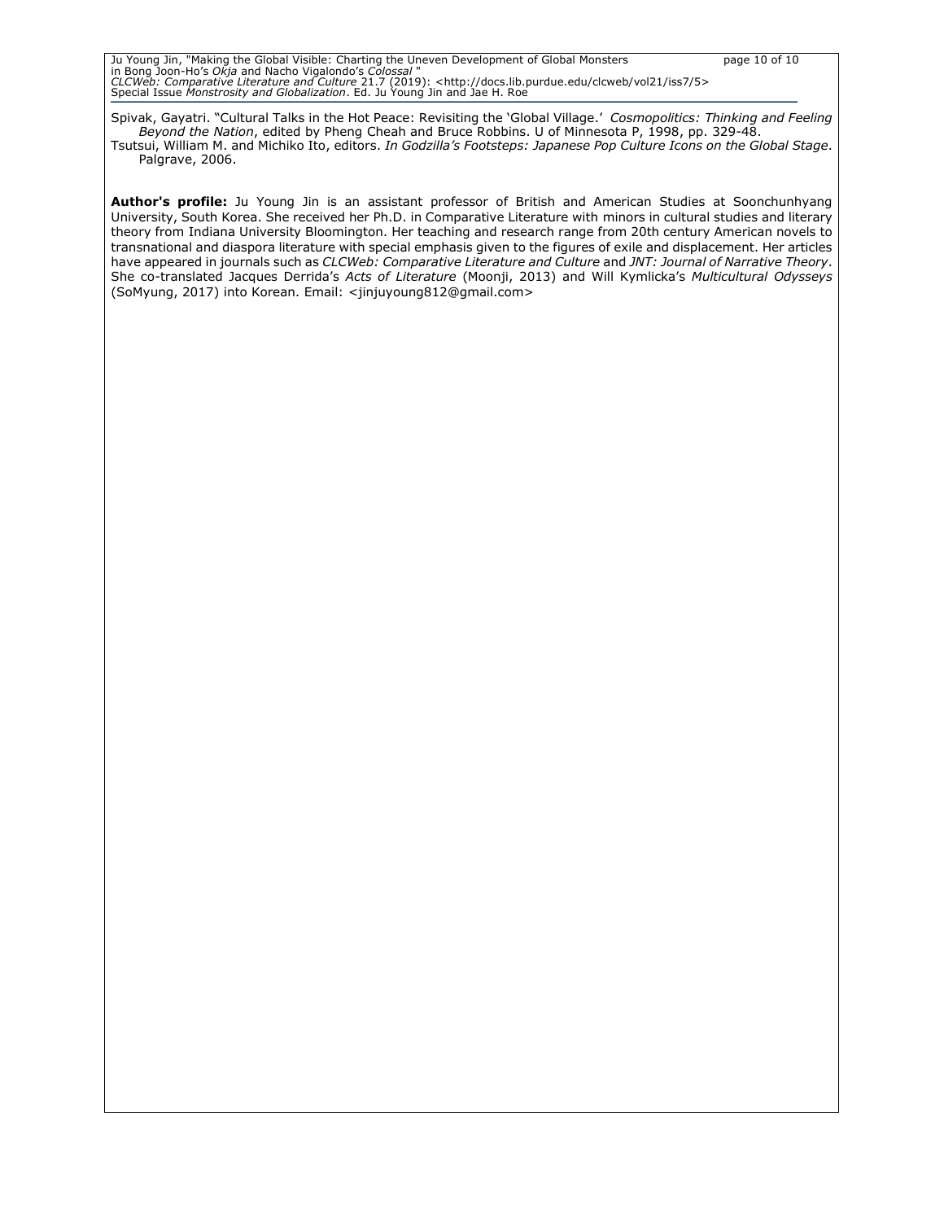Spivak, Gayatri. "Cultural Talks in the Hot Peace: Revisiting the 'Global Village.' *Cosmopolitics: Thinking and Feeling Beyond the Nation*, edited by Pheng Cheah and Bruce Robbins. U of Minnesota P, 1998, pp. 329-48.

Tsutsui, William M. and Michiko Ito, editors. *In Godzilla's Footsteps: Japanese Pop Culture Icons on the Global Stage*. Palgrave, 2006.

**Author's profile:** Ju Young Jin is an assistant professor of British and American Studies at Soonchunhyang University, South Korea. She received her Ph.D. in Comparative Literature with minors in cultural studies and literary theory from Indiana University Bloomington. Her teaching and research range from 20th century American novels to transnational and diaspora literature with special emphasis given to the figures of exile and displacement. Her articles have appeared in journals such as *CLCWeb: Comparative Literature and Culture* and *JNT: Journal of Narrative Theory*. She co-translated Jacques Derrida's *Acts of Literature* (Moonji, 2013) and Will Kymlicka's *Multicultural Odysseys* (SoMyung, 2017) into Korean. Email: <jinjuyoung812@gmail.com>